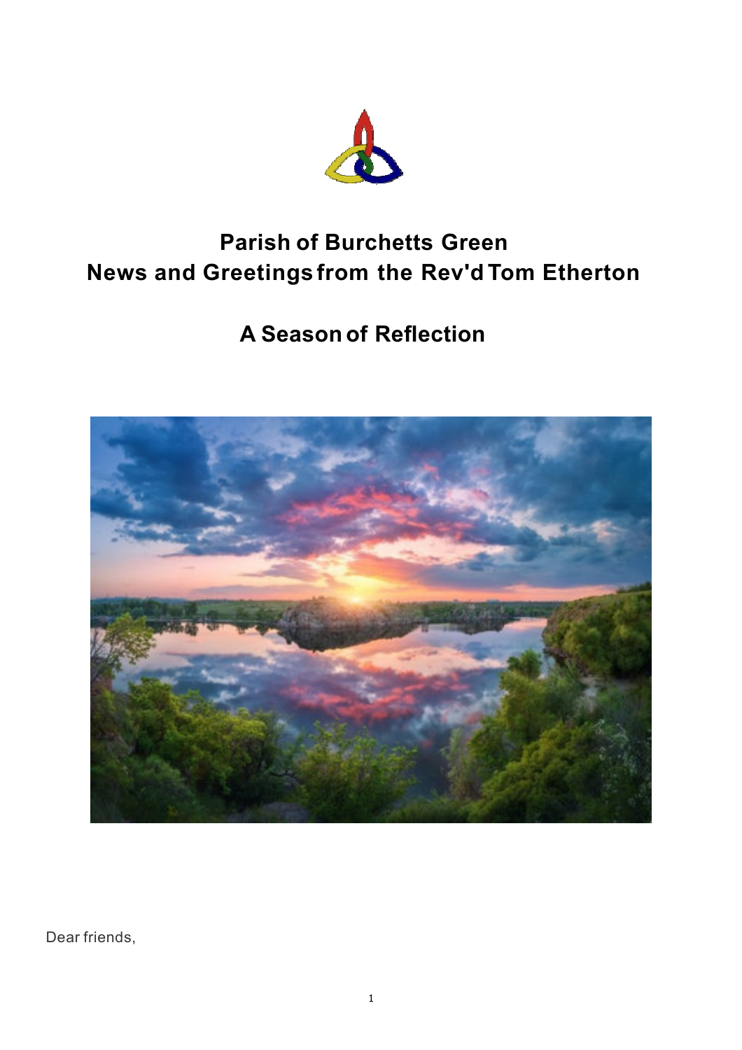# Parish of Burchetts Green
# News and Greetings from the Rev'd Tom Etherton

## A Season of Reflection

Dear friends,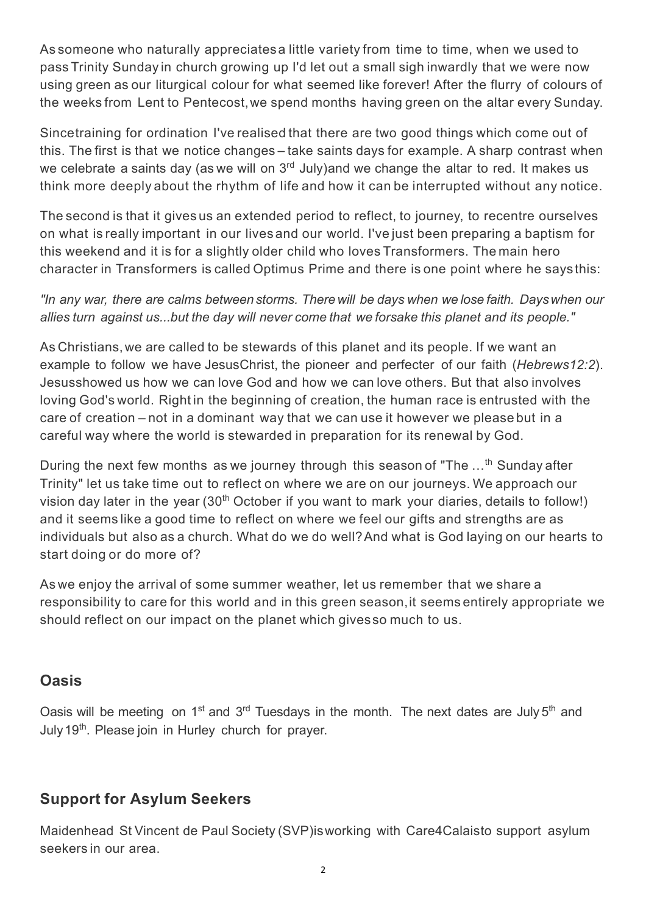As someone who naturally appreciates a little variety from time to time, when we used to pass Trinity Sunday in church growing up I'd let out a small sigh inwardly that we were now using green as our liturgical colour for what seemed like forever! After the flurry of colours of the weeks from Lent to Pentecost, we spend months having green on the altar every Sunday.

Since training for ordination I've realised that there are two good things which come out of this. The first is that we notice changes – take saints days for example. A sharp contrast when we celebrate a saints day (as we will on 3rd July) and we change the altar to red. It makes us think more deeply about the rhythm of life and how it can be interrupted without any notice.

The second is that it gives us an extended period to reflect, to journey, to recentre ourselves on what is really important in our lives and our world. I've just been preparing a baptism for this weekend and it is for a slightly older child who loves Transformers. The main hero character in Transformers is called Optimus Prime and there is one point where he says this:

*"In any war, there are calms between storms. There will be days when we lose faith. Days when our allies turn against us...but the day will never come that we forsake this planet and its people."*

As Christians, we are called to be stewards of this planet and its people. If we want an example to follow we have Jesus Christ, the pioneer and perfecter of our faith (*Hebrews 12:2*). Jesus showed us how we can love God and how we can love others. But that also involves loving God's world. Right in the beginning of creation, the human race is entrusted with the care of creation – not in a dominant way that we can use it however we please but in a careful way where the world is stewarded in preparation for its renewal by God.

During the next few months as we journey through this season of "The …th Sunday after Trinity" let us take time out to reflect on where we are on our journeys. We approach our vision day later in the year (30th October if you want to mark your diaries, details to follow!) and it seems like a good time to reflect on where we feel our gifts and strengths are as individuals but also as a church. What do we do well? And what is God laying on our hearts to start doing or do more of?

As we enjoy the arrival of some summer weather, let us remember that we share a responsibility to care for this world and in this green season, it seems entirely appropriate we should reflect on our impact on the planet which gives so much to us.

## Oasis

Oasis will be meeting on 1st and 3rd Tuesdays in the month. The next dates are July 5th and July 19th. Please join in Hurley church for prayer.

## Support for Asylum Seekers

Maidenhead St Vincent de Paul Society (SVP) is working with Care4Calais to support asylum seekers in our area.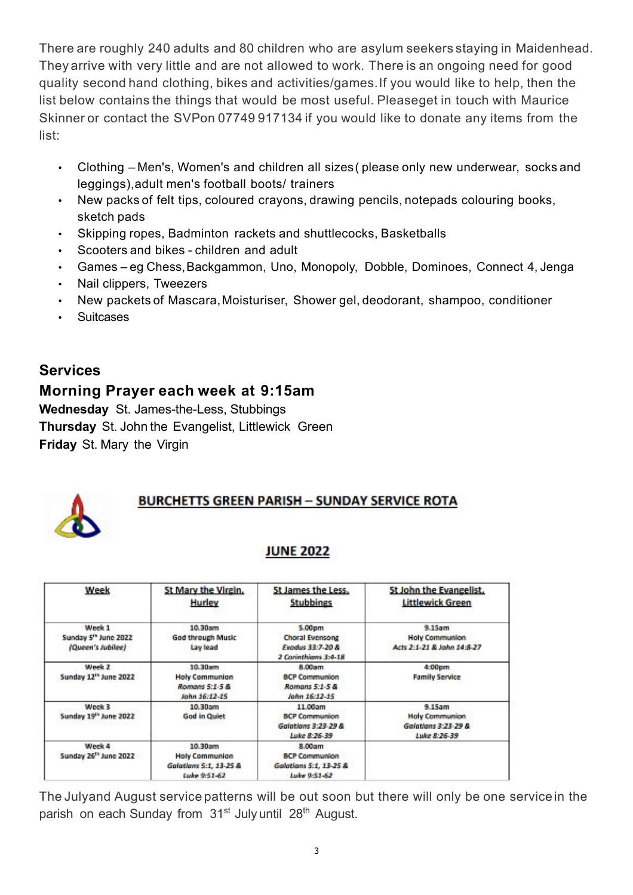There are roughly 240 adults and 80 children who are asylum seekers staying in Maidenhead. They arrive with very little and are not allowed to work. There is an ongoing need for good quality second hand clothing, bikes and activities/games. If you would like to help, then the list below contains the things that would be most useful. Please get in touch with Maurice Skinner or contact the SVP on 07749 917134 if you would like to donate any items from the list:

- Clothing – Men's, Women's and children all sizes ( please only new underwear, socks and leggings), adult men's football boots/ trainers
- New packs of felt tips, coloured crayons, drawing pencils, notepads colouring books, sketch pads
- Skipping ropes, Badminton rackets and shuttlecocks, Basketballs
- Scooters and bikes - children and adult
- Games – eg Chess, Backgammon, Uno, Monopoly, Dobble, Dominoes, Connect 4, Jenga
- Nail clippers, Tweezers
- New packets of Mascara, Moisturiser, Shower gel, deodorant, shampoo, conditioner
- Suitcases

## Services

### Morning Prayer each week at 9:15am

**Wednesday** St. James-the-Less, Stubbings
**Thursday** St. John the Evangelist, Littlewick Green
**Friday** St. Mary the Virgin

## BURCHETTS GREEN PARISH – SUNDAY SERVICE ROTA

### JUNE 2022

| Week | St Mary the Virgin, Hurley | St James the Less, Stubbings | St John the Evangelist, Littlewick Green |
|---|---|---|---|
| Week 1 Sunday 5th June 2022 *(Queen's Jubilee)* | 10.30am God through Music Lay lead | 5.00pm Choral Evensong *Exodus 33:7-20 & 2 Corinthians 3:4-18* | 9.15am Holy Communion *Acts 2:1-21 & John 14:8-27* |
| Week 2 Sunday 12th June 2022 | 10.30am Holy Communion *Romans 5:1-5 & John 16:12-15* | 8.00am BCP Communion *Romans 5:1-5 & John 16:12-15* | 4:00pm Family Service |
| Week 3 Sunday 19th June 2022 | 10.30am God in Quiet | 11.00am BCP Communion *Galatians 3:23-29 & Luke 8:26-39* | 9.15am Holy Communion *Galatians 3:23-29 & Luke 8:26-39* |
| Week 4 Sunday 26th June 2022 | 10.30am Holy Communion *Galatians 5:1, 13-25 & Luke 9:51-62* | 8.00am BCP Communion *Galatians 5:1, 13-25 & Luke 9:51-62* | |

The July and August service patterns will be out soon but there will only be one service in the parish on each Sunday from 31st July until 28th August.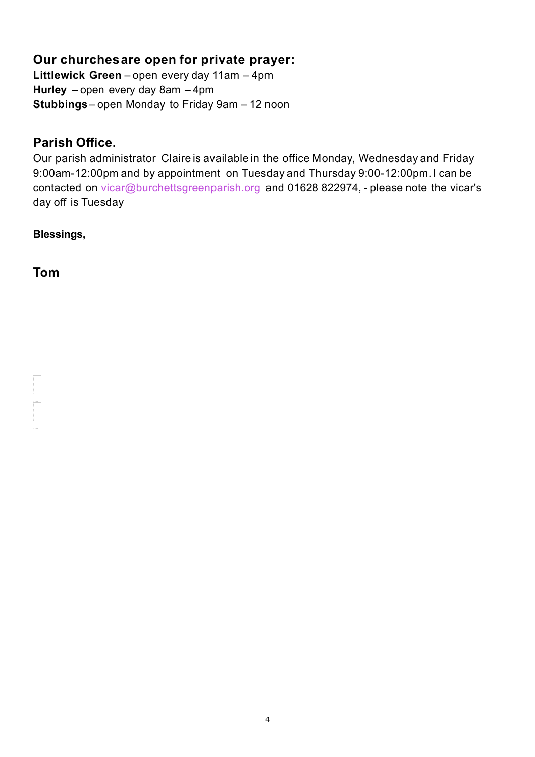## Our churches are open for private prayer:

**Littlewick Green** – open every day 11am – 4pm
**Hurley** – open every day 8am – 4pm
**Stubbings** – open Monday to Friday 9am – 12 noon

## Parish Office.

Our parish administrator Claire is available in the office Monday, Wednesday and Friday 9:00am-12:00pm and by appointment on Tuesday and Thursday 9:00-12:00pm. I can be contacted on vicar@burchettsgreenparish.org and 01628 822974, - please note the vicar's day off is Tuesday

**Blessings,**

**Tom**